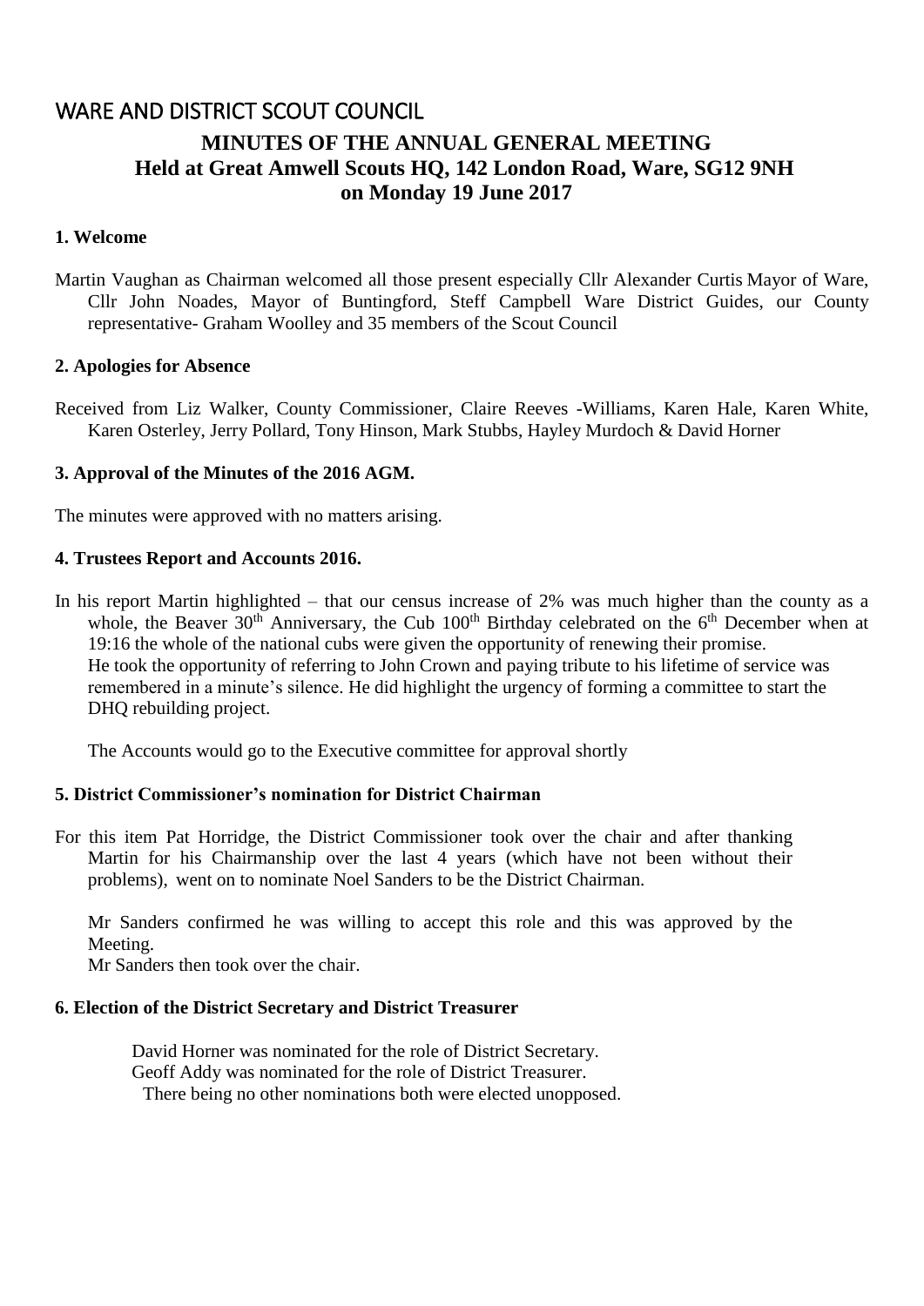# WARE AND DISTRICT SCOUT COUNCIL

## MINUTES OF THE ANNUAL GENERAL MEETING
## Held at Great Amwell Scouts HQ, 142 London Road, Ware, SG12 9NH
## on Monday 19 June 2017

### 1. Welcome

Martin Vaughan as Chairman welcomed all those present especially Cllr Alexander Curtis Mayor of Ware, Cllr John Noades, Mayor of Buntingford, Steff Campbell Ware District Guides, our County representative- Graham Woolley and 35 members of the Scout Council

### 2. Apologies for Absence

Received from Liz Walker, County Commissioner, Claire Reeves -Williams, Karen Hale, Karen White, Karen Osterley, Jerry Pollard, Tony Hinson, Mark Stubbs, Hayley Murdoch & David Horner

### 3. Approval of the Minutes of the 2016 AGM.

The minutes were approved with no matters arising.

### 4. Trustees Report and Accounts 2016.

In his report Martin highlighted – that our census increase of 2% was much higher than the county as a whole, the Beaver 30th Anniversary, the Cub 100th Birthday celebrated on the 6th December when at 19:16 the whole of the national cubs were given the opportunity of renewing their promise.
He took the opportunity of referring to John Crown and paying tribute to his lifetime of service was remembered in a minute's silence. He did highlight the urgency of forming a committee to start the DHQ rebuilding project.

The Accounts would go to the Executive committee for approval shortly

### 5. District Commissioner's nomination for District Chairman

For this item Pat Horridge, the District Commissioner took over the chair and after thanking Martin for his Chairmanship over the last 4 years (which have not been without their problems), went on to nominate Noel Sanders to be the District Chairman.

Mr Sanders confirmed he was willing to accept this role and this was approved by the Meeting.
Mr Sanders then took over the chair.

### 6. Election of the District Secretary and District Treasurer

David Horner was nominated for the role of District Secretary.
Geoff Addy was nominated for the role of District Treasurer.
There being no other nominations both were elected unopposed.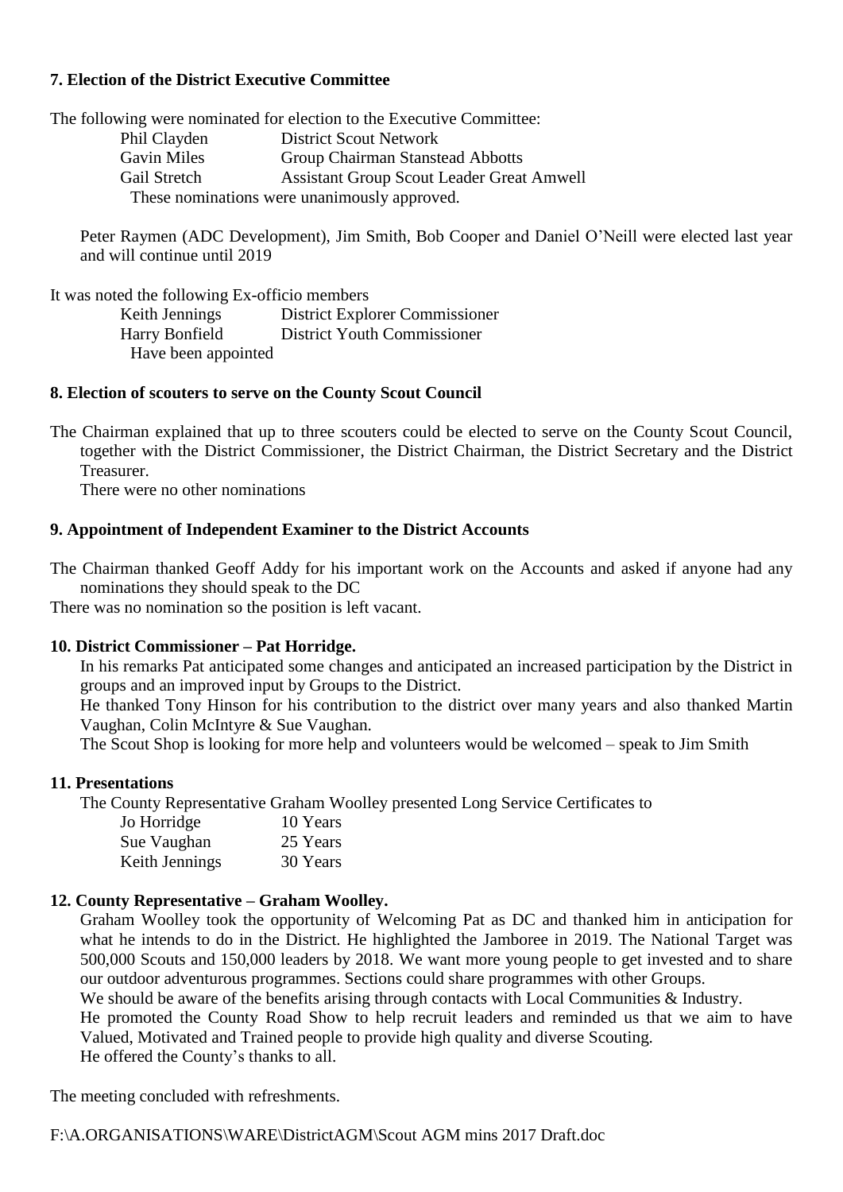**7. Election of the District Executive Committee**

The following were nominated for election to the Executive Committee:

| | |
|---|---|
| Phil Clayden | District Scout Network |
| Gavin Miles | Group Chairman Stanstead Abbotts |
| Gail Stretch | Assistant Group Scout Leader Great Amwell |

These nominations were unanimously approved.

Peter Raymen (ADC Development), Jim Smith, Bob Cooper and Daniel O'Neill were elected last year and will continue until 2019

It was noted the following Ex-officio members

| | |
|---|---|
| Keith Jennings | District Explorer Commissioner |
| Harry Bonfield | District Youth Commissioner |

Have been appointed

**8. Election of scouters to serve on the County Scout Council**

The Chairman explained that up to three scouters could be elected to serve on the County Scout Council, together with the District Commissioner, the District Chairman, the District Secretary and the District Treasurer.

There were no other nominations

**9. Appointment of Independent Examiner to the District Accounts**

The Chairman thanked Geoff Addy for his important work on the Accounts and asked if anyone had any nominations they should speak to the DC

There was no nomination so the position is left vacant.

**10. District Commissioner – Pat Horridge.**

In his remarks Pat anticipated some changes and anticipated an increased participation by the District in groups and an improved input by Groups to the District.

He thanked Tony Hinson for his contribution to the district over many years and also thanked Martin Vaughan, Colin McIntyre & Sue Vaughan.

The Scout Shop is looking for more help and volunteers would be welcomed – speak to Jim Smith

**11. Presentations**

The County Representative Graham Woolley presented Long Service Certificates to

| | |
|---|---|
| Jo Horridge | 10 Years |
| Sue Vaughan | 25 Years |
| Keith Jennings | 30 Years |

**12. County Representative – Graham Woolley.**

Graham Woolley took the opportunity of Welcoming Pat as DC and thanked him in anticipation for what he intends to do in the District. He highlighted the Jamboree in 2019. The National Target was 500,000 Scouts and 150,000 leaders by 2018. We want more young people to get invested and to share our outdoor adventurous programmes. Sections could share programmes with other Groups.

We should be aware of the benefits arising through contacts with Local Communities & Industry.

He promoted the County Road Show to help recruit leaders and reminded us that we aim to have Valued, Motivated and Trained people to provide high quality and diverse Scouting.

He offered the County's thanks to all.

The meeting concluded with refreshments.

F:\A.ORGANISATIONS\WARE\DistrictAGM\Scout AGM mins 2017 Draft.doc